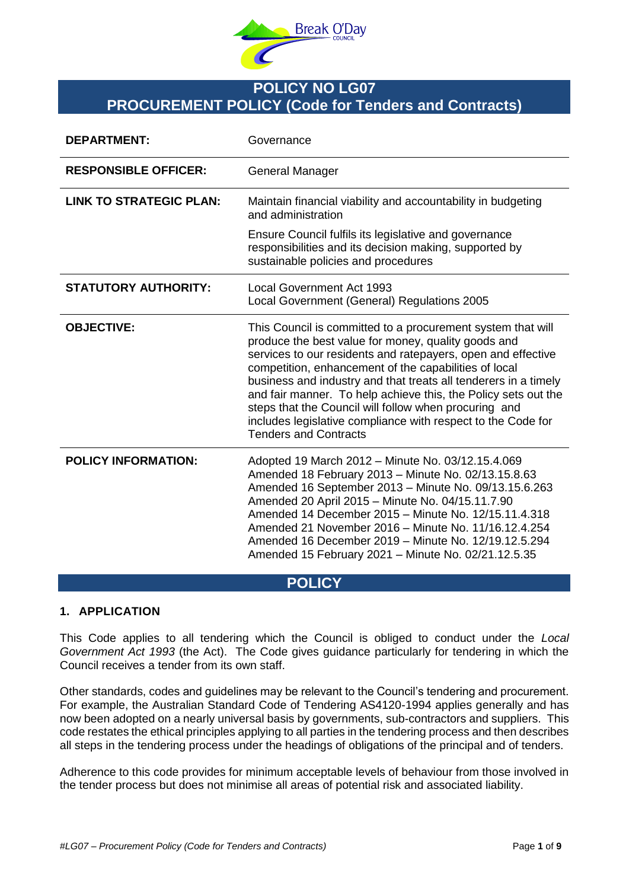# POLICY NO LG07
# PROCUREMENT POLICY (Code for Tenders and Contracts)

| | |
|---|---|
| **DEPARTMENT:** | Governance |
| **RESPONSIBLE OFFICER:** | General Manager |
| **LINK TO STRATEGIC PLAN:** | Maintain financial viability and accountability in budgeting and administration<br><br>Ensure Council fulfils its legislative and governance responsibilities and its decision making, supported by sustainable policies and procedures |
| **STATUTORY AUTHORITY:** | Local Government Act 1993<br>Local Government (General) Regulations 2005 |
| **OBJECTIVE:** | This Council is committed to a procurement system that will produce the best value for money, quality goods and services to our residents and ratepayers, open and effective competition, enhancement of the capabilities of local business and industry and that treats all tenderers in a timely and fair manner. To help achieve this, the Policy sets out the steps that the Council will follow when procuring and includes legislative compliance with respect to the Code for Tenders and Contracts |
| **POLICY INFORMATION:** | Adopted 19 March 2012 – Minute No. 03/12.15.4.069<br>Amended 18 February 2013 – Minute No. 02/13.15.8.63<br>Amended 16 September 2013 – Minute No. 09/13.15.6.263<br>Amended 20 April 2015 – Minute No. 04/15.11.7.90<br>Amended 14 December 2015 – Minute No. 12/15.11.4.318<br>Amended 21 November 2016 – Minute No. 11/16.12.4.254<br>Amended 16 December 2019 – Minute No. 12/19.12.5.294<br>Amended 15 February 2021 – Minute No. 02/21.12.5.35 |

## POLICY

### 1. APPLICATION

This Code applies to all tendering which the Council is obliged to conduct under the *Local Government Act 1993* (the Act). The Code gives guidance particularly for tendering in which the Council receives a tender from its own staff.

Other standards, codes and guidelines may be relevant to the Council's tendering and procurement. For example, the Australian Standard Code of Tendering AS4120-1994 applies generally and has now been adopted on a nearly universal basis by governments, sub-contractors and suppliers. This code restates the ethical principles applying to all parties in the tendering process and then describes all steps in the tendering process under the headings of obligations of the principal and of tenders.

Adherence to this code provides for minimum acceptable levels of behaviour from those involved in the tender process but does not minimise all areas of potential risk and associated liability.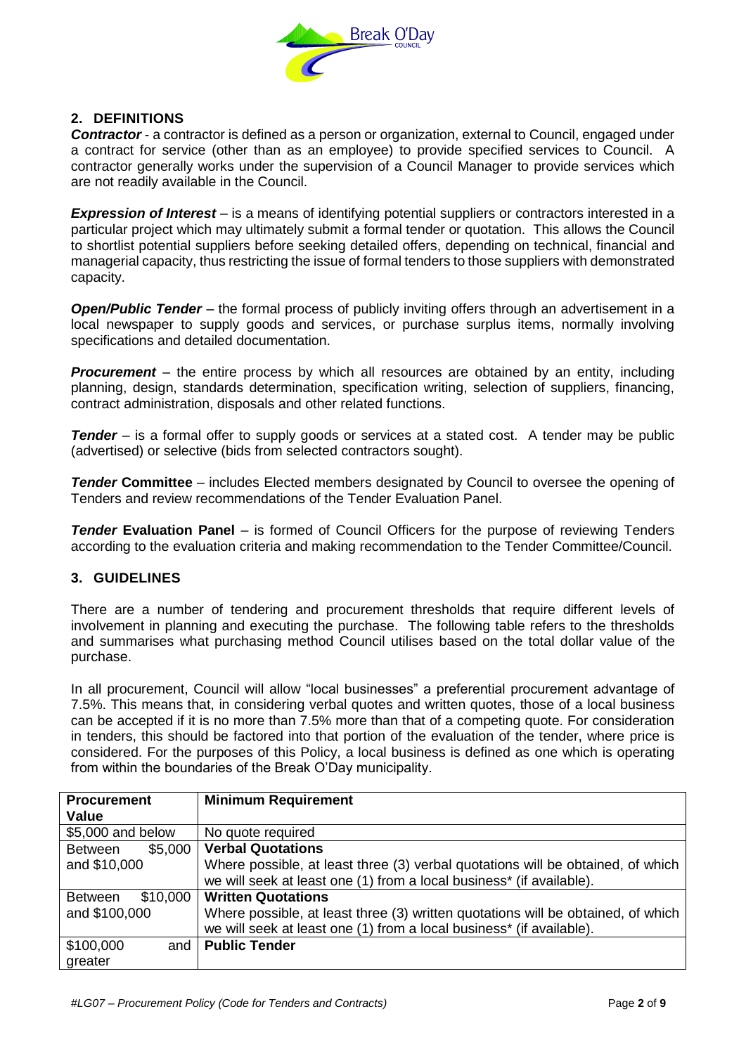## 2. DEFINITIONS

***Contractor*** - a contractor is defined as a person or organization, external to Council, engaged under a contract for service (other than as an employee) to provide specified services to Council. A contractor generally works under the supervision of a Council Manager to provide services which are not readily available in the Council.

***Expression of Interest*** – is a means of identifying potential suppliers or contractors interested in a particular project which may ultimately submit a formal tender or quotation. This allows the Council to shortlist potential suppliers before seeking detailed offers, depending on technical, financial and managerial capacity, thus restricting the issue of formal tenders to those suppliers with demonstrated capacity.

***Open/Public Tender*** – the formal process of publicly inviting offers through an advertisement in a local newspaper to supply goods and services, or purchase surplus items, normally involving specifications and detailed documentation.

***Procurement*** – the entire process by which all resources are obtained by an entity, including planning, design, standards determination, specification writing, selection of suppliers, financing, contract administration, disposals and other related functions.

***Tender*** – is a formal offer to supply goods or services at a stated cost. A tender may be public (advertised) or selective (bids from selected contractors sought).

***Tender* Committee** – includes Elected members designated by Council to oversee the opening of Tenders and review recommendations of the Tender Evaluation Panel.

***Tender* Evaluation Panel** – is formed of Council Officers for the purpose of reviewing Tenders according to the evaluation criteria and making recommendation to the Tender Committee/Council.

## 3. GUIDELINES

There are a number of tendering and procurement thresholds that require different levels of involvement in planning and executing the purchase. The following table refers to the thresholds and summarises what purchasing method Council utilises based on the total dollar value of the purchase.

In all procurement, Council will allow "local businesses" a preferential procurement advantage of 7.5%. This means that, in considering verbal quotes and written quotes, those of a local business can be accepted if it is no more than 7.5% more than that of a competing quote. For consideration in tenders, this should be factored into that portion of the evaluation of the tender, where price is considered. For the purposes of this Policy, a local business is defined as one which is operating from within the boundaries of the Break O'Day municipality.

| Procurement Value | Minimum Requirement |
|---|---|
| $5,000 and below | No quote required |
| Between $5,000 and $10,000 | **Verbal Quotations**<br>Where possible, at least three (3) verbal quotations will be obtained, of which we will seek at least one (1) from a local business* (if available). |
| Between $10,000 and $100,000 | **Written Quotations**<br>Where possible, at least three (3) written quotations will be obtained, of which we will seek at least one (1) from a local business* (if available). |
| $100,000 and greater | **Public Tender** |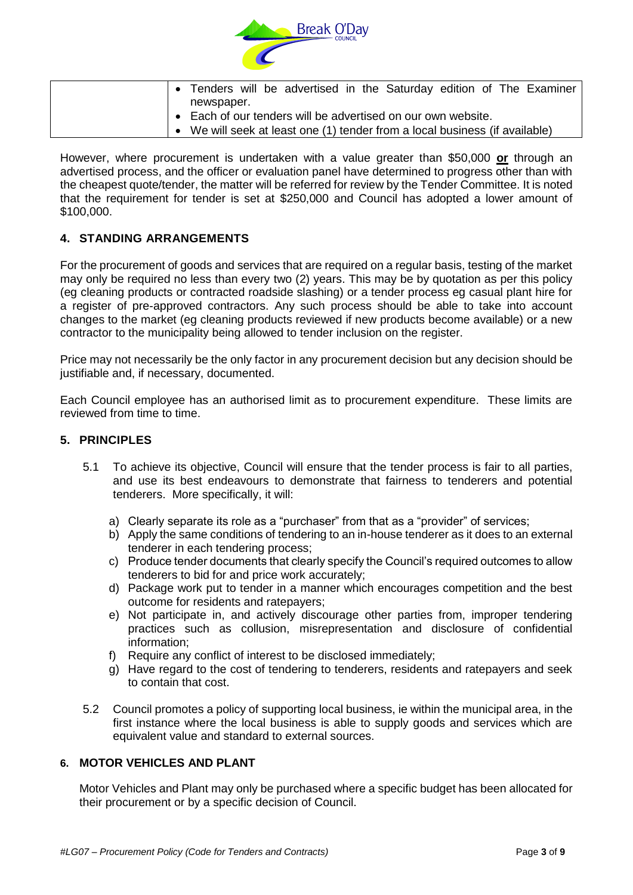| | • Tenders will be advertised in the Saturday edition of The Examiner newspaper.<br>• Each of our tenders will be advertised on our own website.<br>• We will seek at least one (1) tender from a local business (if available) |
|---|---|

However, where procurement is undertaken with a value greater than $50,000 **or** through an advertised process, and the officer or evaluation panel have determined to progress other than with the cheapest quote/tender, the matter will be referred for review by the Tender Committee. It is noted that the requirement for tender is set at $250,000 and Council has adopted a lower amount of $100,000.

## 4. STANDING ARRANGEMENTS

For the procurement of goods and services that are required on a regular basis, testing of the market may only be required no less than every two (2) years. This may be by quotation as per this policy (eg cleaning products or contracted roadside slashing) or a tender process eg casual plant hire for a register of pre-approved contractors. Any such process should be able to take into account changes to the market (eg cleaning products reviewed if new products become available) or a new contractor to the municipality being allowed to tender inclusion on the register.

Price may not necessarily be the only factor in any procurement decision but any decision should be justifiable and, if necessary, documented.

Each Council employee has an authorised limit as to procurement expenditure. These limits are reviewed from time to time.

## 5. PRINCIPLES

5.1 To achieve its objective, Council will ensure that the tender process is fair to all parties, and use its best endeavours to demonstrate that fairness to tenderers and potential tenderers. More specifically, it will:

a) Clearly separate its role as a "purchaser" from that as a "provider" of services;
b) Apply the same conditions of tendering to an in-house tenderer as it does to an external tenderer in each tendering process;
c) Produce tender documents that clearly specify the Council's required outcomes to allow tenderers to bid for and price work accurately;
d) Package work put to tender in a manner which encourages competition and the best outcome for residents and ratepayers;
e) Not participate in, and actively discourage other parties from, improper tendering practices such as collusion, misrepresentation and disclosure of confidential information;
f) Require any conflict of interest to be disclosed immediately;
g) Have regard to the cost of tendering to tenderers, residents and ratepayers and seek to contain that cost.

5.2 Council promotes a policy of supporting local business, ie within the municipal area, in the first instance where the local business is able to supply goods and services which are equivalent value and standard to external sources.

## 6. MOTOR VEHICLES AND PLANT

Motor Vehicles and Plant may only be purchased where a specific budget has been allocated for their procurement or by a specific decision of Council.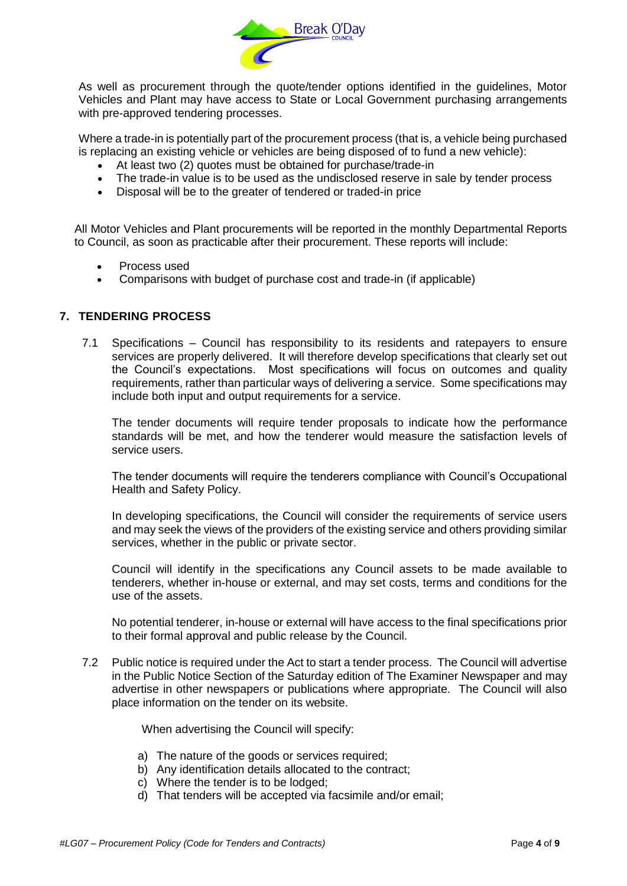As well as procurement through the quote/tender options identified in the guidelines, Motor Vehicles and Plant may have access to State or Local Government purchasing arrangements with pre-approved tendering processes.

Where a trade-in is potentially part of the procurement process (that is, a vehicle being purchased is replacing an existing vehicle or vehicles are being disposed of to fund a new vehicle):

- At least two (2) quotes must be obtained for purchase/trade-in
- The trade-in value is to be used as the undisclosed reserve in sale by tender process
- Disposal will be to the greater of tendered or traded-in price

All Motor Vehicles and Plant procurements will be reported in the monthly Departmental Reports to Council, as soon as practicable after their procurement. These reports will include:

- Process used
- Comparisons with budget of purchase cost and trade-in (if applicable)

## 7. TENDERING PROCESS

7.1 Specifications – Council has responsibility to its residents and ratepayers to ensure services are properly delivered. It will therefore develop specifications that clearly set out the Council's expectations. Most specifications will focus on outcomes and quality requirements, rather than particular ways of delivering a service. Some specifications may include both input and output requirements for a service.

The tender documents will require tender proposals to indicate how the performance standards will be met, and how the tenderer would measure the satisfaction levels of service users.

The tender documents will require the tenderers compliance with Council's Occupational Health and Safety Policy.

In developing specifications, the Council will consider the requirements of service users and may seek the views of the providers of the existing service and others providing similar services, whether in the public or private sector.

Council will identify in the specifications any Council assets to be made available to tenderers, whether in-house or external, and may set costs, terms and conditions for the use of the assets.

No potential tenderer, in-house or external will have access to the final specifications prior to their formal approval and public release by the Council.

7.2 Public notice is required under the Act to start a tender process. The Council will advertise in the Public Notice Section of the Saturday edition of The Examiner Newspaper and may advertise in other newspapers or publications where appropriate. The Council will also place information on the tender on its website.

When advertising the Council will specify:

a) The nature of the goods or services required;
b) Any identification details allocated to the contract;
c) Where the tender is to be lodged;
d) That tenders will be accepted via facsimile and/or email;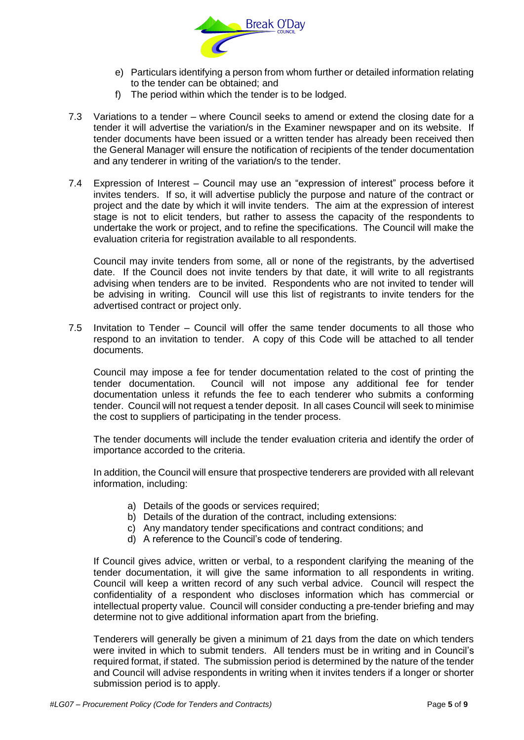e) Particulars identifying a person from whom further or detailed information relating to the tender can be obtained; and
f) The period within which the tender is to be lodged.

7.3 Variations to a tender – where Council seeks to amend or extend the closing date for a tender it will advertise the variation/s in the Examiner newspaper and on its website. If tender documents have been issued or a written tender has already been received then the General Manager will ensure the notification of recipients of the tender documentation and any tenderer in writing of the variation/s to the tender.

7.4 Expression of Interest – Council may use an "expression of interest" process before it invites tenders. If so, it will advertise publicly the purpose and nature of the contract or project and the date by which it will invite tenders. The aim at the expression of interest stage is not to elicit tenders, but rather to assess the capacity of the respondents to undertake the work or project, and to refine the specifications. The Council will make the evaluation criteria for registration available to all respondents.

Council may invite tenders from some, all or none of the registrants, by the advertised date. If the Council does not invite tenders by that date, it will write to all registrants advising when tenders are to be invited. Respondents who are not invited to tender will be advising in writing. Council will use this list of registrants to invite tenders for the advertised contract or project only.

7.5 Invitation to Tender – Council will offer the same tender documents to all those who respond to an invitation to tender. A copy of this Code will be attached to all tender documents.

Council may impose a fee for tender documentation related to the cost of printing the tender documentation. Council will not impose any additional fee for tender documentation unless it refunds the fee to each tenderer who submits a conforming tender. Council will not request a tender deposit. In all cases Council will seek to minimise the cost to suppliers of participating in the tender process.

The tender documents will include the tender evaluation criteria and identify the order of importance accorded to the criteria.

In addition, the Council will ensure that prospective tenderers are provided with all relevant information, including:

a) Details of the goods or services required;
b) Details of the duration of the contract, including extensions:
c) Any mandatory tender specifications and contract conditions; and
d) A reference to the Council's code of tendering.

If Council gives advice, written or verbal, to a respondent clarifying the meaning of the tender documentation, it will give the same information to all respondents in writing. Council will keep a written record of any such verbal advice. Council will respect the confidentiality of a respondent who discloses information which has commercial or intellectual property value. Council will consider conducting a pre-tender briefing and may determine not to give additional information apart from the briefing.

Tenderers will generally be given a minimum of 21 days from the date on which tenders were invited in which to submit tenders. All tenders must be in writing and in Council's required format, if stated. The submission period is determined by the nature of the tender and Council will advise respondents in writing when it invites tenders if a longer or shorter submission period is to apply.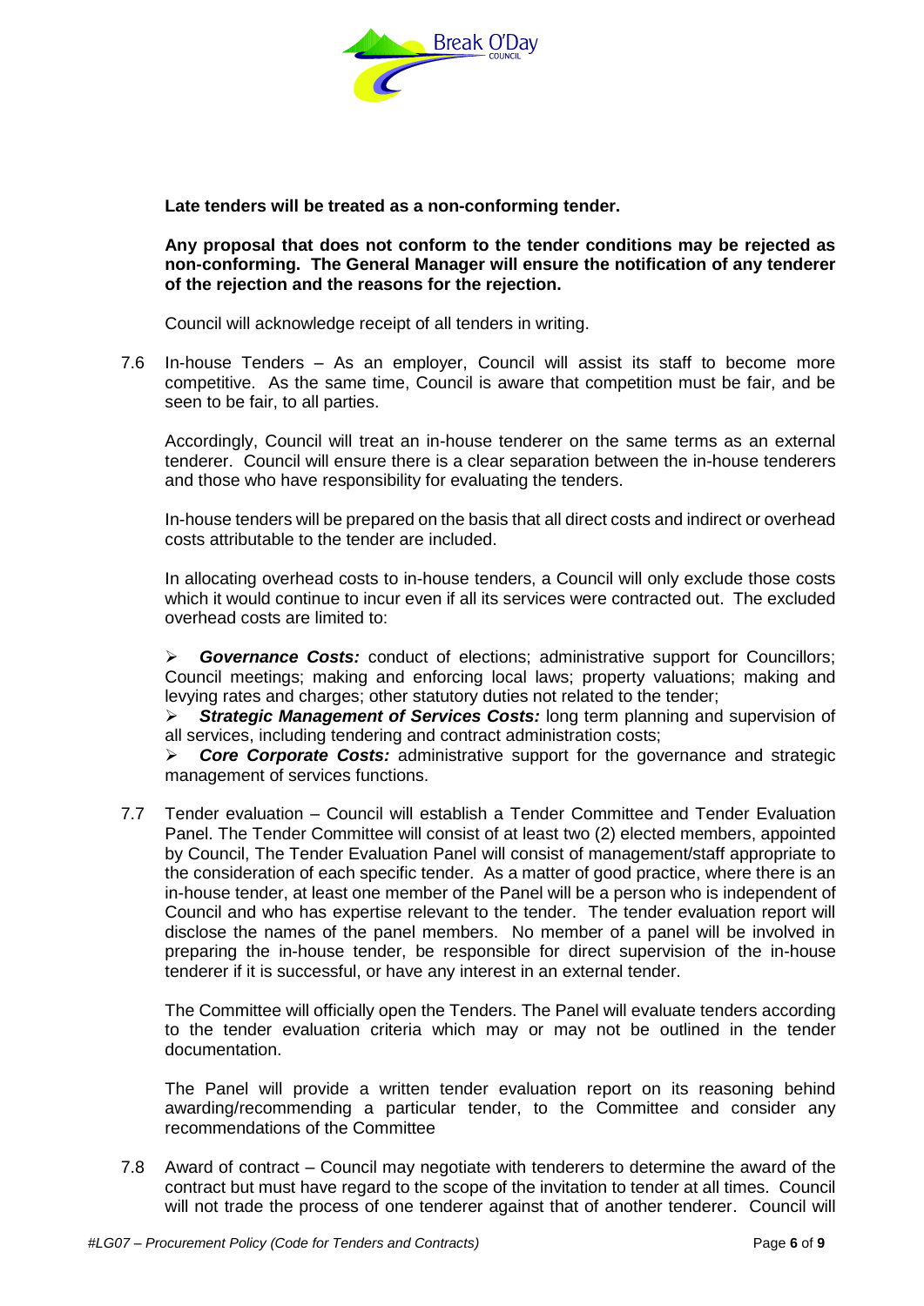**Late tenders will be treated as a non-conforming tender.**

**Any proposal that does not conform to the tender conditions may be rejected as non-conforming. The General Manager will ensure the notification of any tenderer of the rejection and the reasons for the rejection.**

Council will acknowledge receipt of all tenders in writing.

7.6 In-house Tenders – As an employer, Council will assist its staff to become more competitive. As the same time, Council is aware that competition must be fair, and be seen to be fair, to all parties.

Accordingly, Council will treat an in-house tenderer on the same terms as an external tenderer. Council will ensure there is a clear separation between the in-house tenderers and those who have responsibility for evaluating the tenders.

In-house tenders will be prepared on the basis that all direct costs and indirect or overhead costs attributable to the tender are included.

In allocating overhead costs to in-house tenders, a Council will only exclude those costs which it would continue to incur even if all its services were contracted out. The excluded overhead costs are limited to:

- ***Governance Costs:*** conduct of elections; administrative support for Councillors; Council meetings; making and enforcing local laws; property valuations; making and levying rates and charges; other statutory duties not related to the tender;
- ***Strategic Management of Services Costs:*** long term planning and supervision of all services, including tendering and contract administration costs;
- ***Core Corporate Costs:*** administrative support for the governance and strategic management of services functions.

7.7 Tender evaluation – Council will establish a Tender Committee and Tender Evaluation Panel. The Tender Committee will consist of at least two (2) elected members, appointed by Council, The Tender Evaluation Panel will consist of management/staff appropriate to the consideration of each specific tender. As a matter of good practice, where there is an in-house tender, at least one member of the Panel will be a person who is independent of Council and who has expertise relevant to the tender. The tender evaluation report will disclose the names of the panel members. No member of a panel will be involved in preparing the in-house tender, be responsible for direct supervision of the in-house tenderer if it is successful, or have any interest in an external tender.

The Committee will officially open the Tenders. The Panel will evaluate tenders according to the tender evaluation criteria which may or may not be outlined in the tender documentation.

The Panel will provide a written tender evaluation report on its reasoning behind awarding/recommending a particular tender, to the Committee and consider any recommendations of the Committee

7.8 Award of contract – Council may negotiate with tenderers to determine the award of the contract but must have regard to the scope of the invitation to tender at all times. Council will not trade the process of one tenderer against that of another tenderer. Council will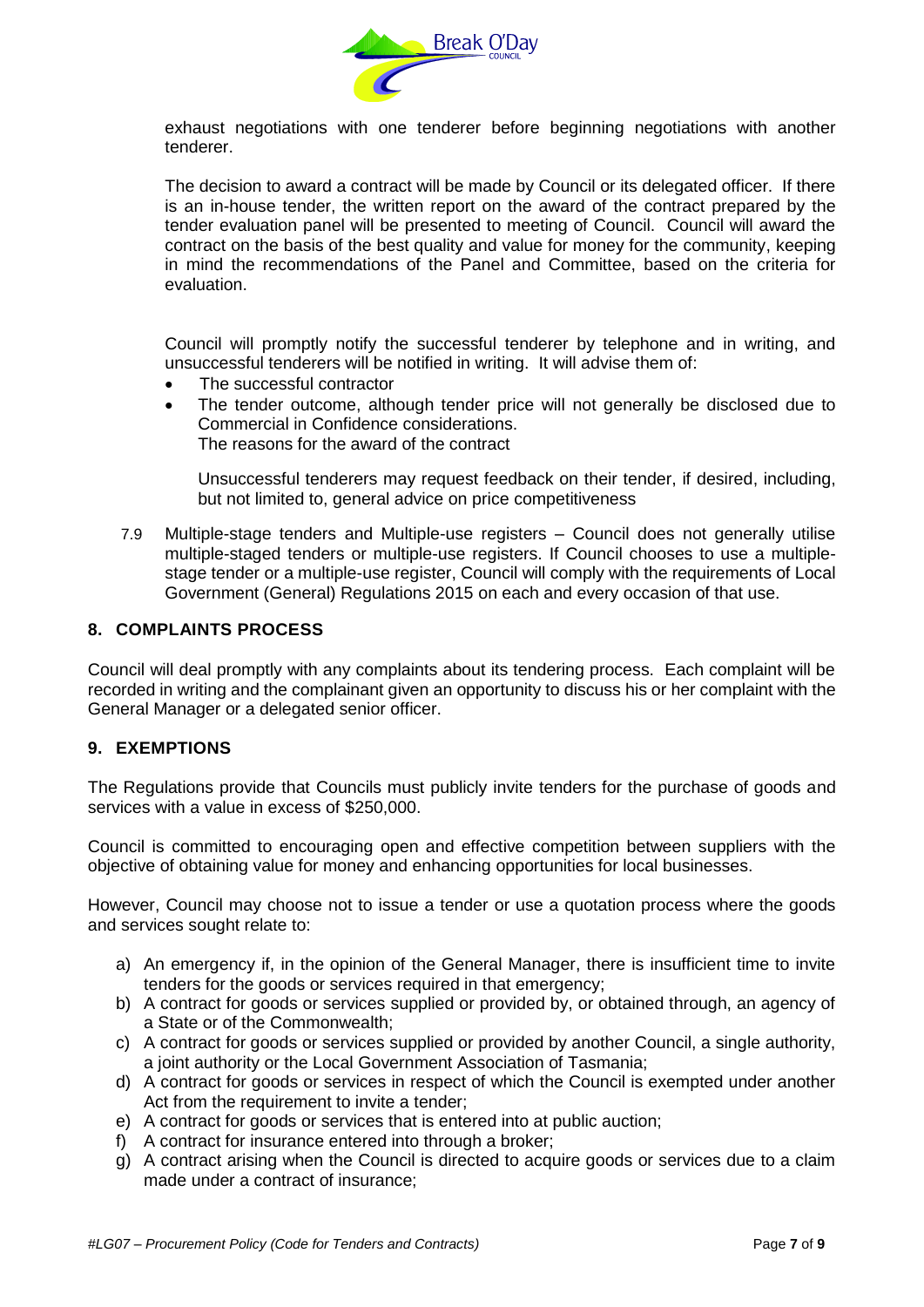exhaust negotiations with one tenderer before beginning negotiations with another tenderer.

The decision to award a contract will be made by Council or its delegated officer. If there is an in-house tender, the written report on the award of the contract prepared by the tender evaluation panel will be presented to meeting of Council. Council will award the contract on the basis of the best quality and value for money for the community, keeping in mind the recommendations of the Panel and Committee, based on the criteria for evaluation.

Council will promptly notify the successful tenderer by telephone and in writing, and unsuccessful tenderers will be notified in writing. It will advise them of:

- The successful contractor
- The tender outcome, although tender price will not generally be disclosed due to Commercial in Confidence considerations.
  The reasons for the award of the contract

  Unsuccessful tenderers may request feedback on their tender, if desired, including, but not limited to, general advice on price competitiveness

7.9 Multiple-stage tenders and Multiple-use registers – Council does not generally utilise multiple-staged tenders or multiple-use registers. If Council chooses to use a multiple-stage tender or a multiple-use register, Council will comply with the requirements of Local Government (General) Regulations 2015 on each and every occasion of that use.

## 8. COMPLAINTS PROCESS

Council will deal promptly with any complaints about its tendering process. Each complaint will be recorded in writing and the complainant given an opportunity to discuss his or her complaint with the General Manager or a delegated senior officer.

## 9. EXEMPTIONS

The Regulations provide that Councils must publicly invite tenders for the purchase of goods and services with a value in excess of $250,000.

Council is committed to encouraging open and effective competition between suppliers with the objective of obtaining value for money and enhancing opportunities for local businesses.

However, Council may choose not to issue a tender or use a quotation process where the goods and services sought relate to:

a) An emergency if, in the opinion of the General Manager, there is insufficient time to invite tenders for the goods or services required in that emergency;
b) A contract for goods or services supplied or provided by, or obtained through, an agency of a State or of the Commonwealth;
c) A contract for goods or services supplied or provided by another Council, a single authority, a joint authority or the Local Government Association of Tasmania;
d) A contract for goods or services in respect of which the Council is exempted under another Act from the requirement to invite a tender;
e) A contract for goods or services that is entered into at public auction;
f) A contract for insurance entered into through a broker;
g) A contract arising when the Council is directed to acquire goods or services due to a claim made under a contract of insurance;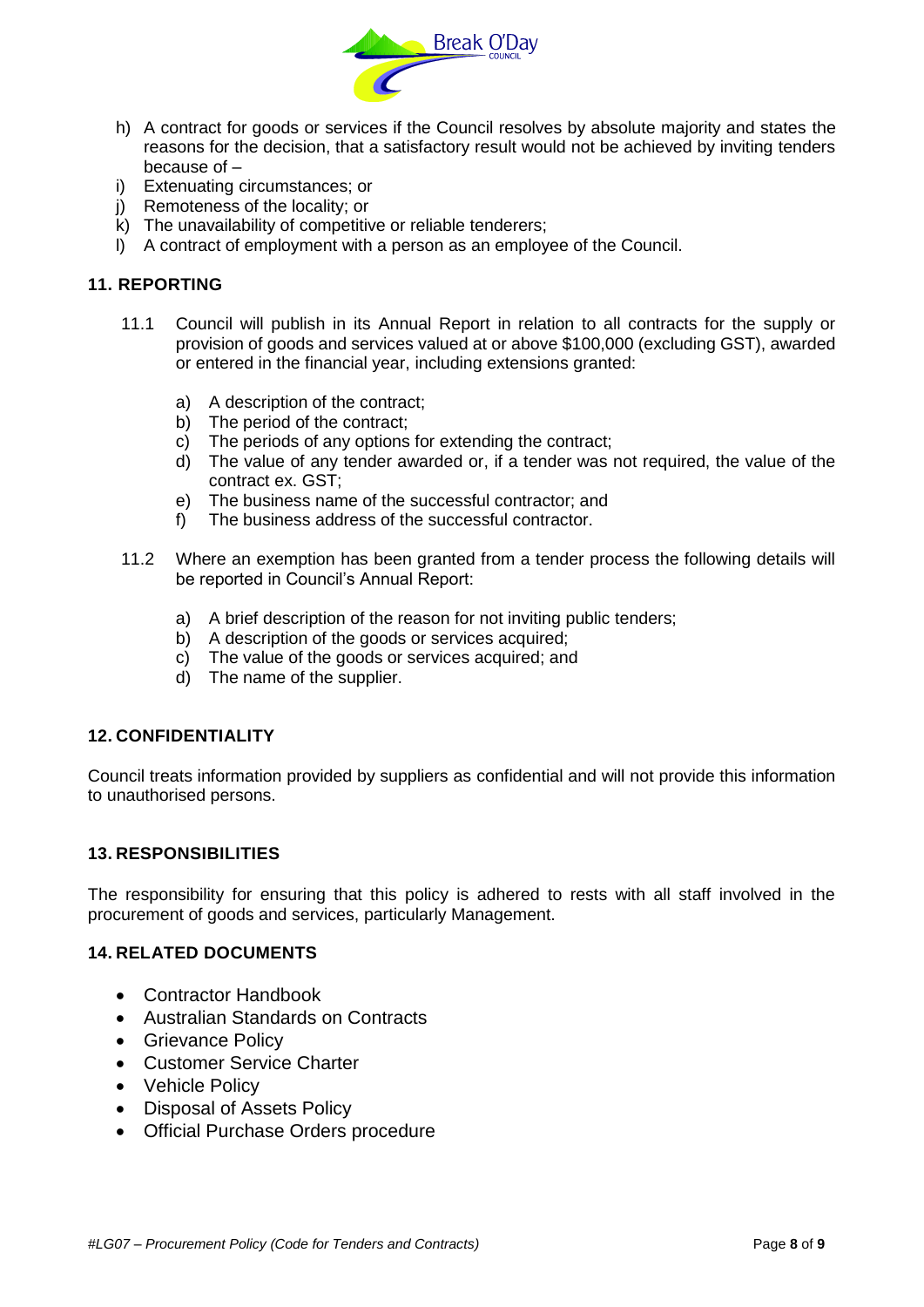h) A contract for goods or services if the Council resolves by absolute majority and states the reasons for the decision, that a satisfactory result would not be achieved by inviting tenders because of –

i) Extenuating circumstances; or

j) Remoteness of the locality; or

k) The unavailability of competitive or reliable tenderers;

l) A contract of employment with a person as an employee of the Council.

## 11. REPORTING

11.1 Council will publish in its Annual Report in relation to all contracts for the supply or provision of goods and services valued at or above $100,000 (excluding GST), awarded or entered in the financial year, including extensions granted:

a) A description of the contract;
b) The period of the contract;
c) The periods of any options for extending the contract;
d) The value of any tender awarded or, if a tender was not required, the value of the contract ex. GST;
e) The business name of the successful contractor; and
f) The business address of the successful contractor.

11.2 Where an exemption has been granted from a tender process the following details will be reported in Council's Annual Report:

a) A brief description of the reason for not inviting public tenders;
b) A description of the goods or services acquired;
c) The value of the goods or services acquired; and
d) The name of the supplier.

## 12. CONFIDENTIALITY

Council treats information provided by suppliers as confidential and will not provide this information to unauthorised persons.

## 13. RESPONSIBILITIES

The responsibility for ensuring that this policy is adhered to rests with all staff involved in the procurement of goods and services, particularly Management.

## 14. RELATED DOCUMENTS

- Contractor Handbook
- Australian Standards on Contracts
- Grievance Policy
- Customer Service Charter
- Vehicle Policy
- Disposal of Assets Policy
- Official Purchase Orders procedure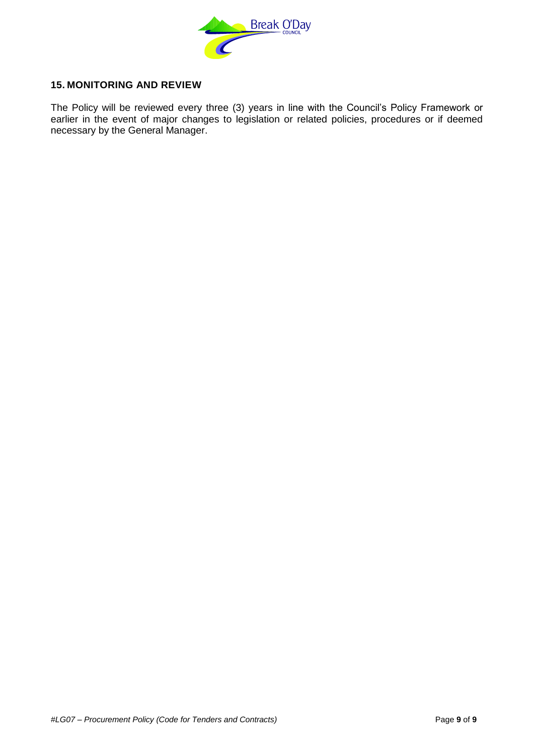## 15. MONITORING AND REVIEW

The Policy will be reviewed every three (3) years in line with the Council's Policy Framework or earlier in the event of major changes to legislation or related policies, procedures or if deemed necessary by the General Manager.